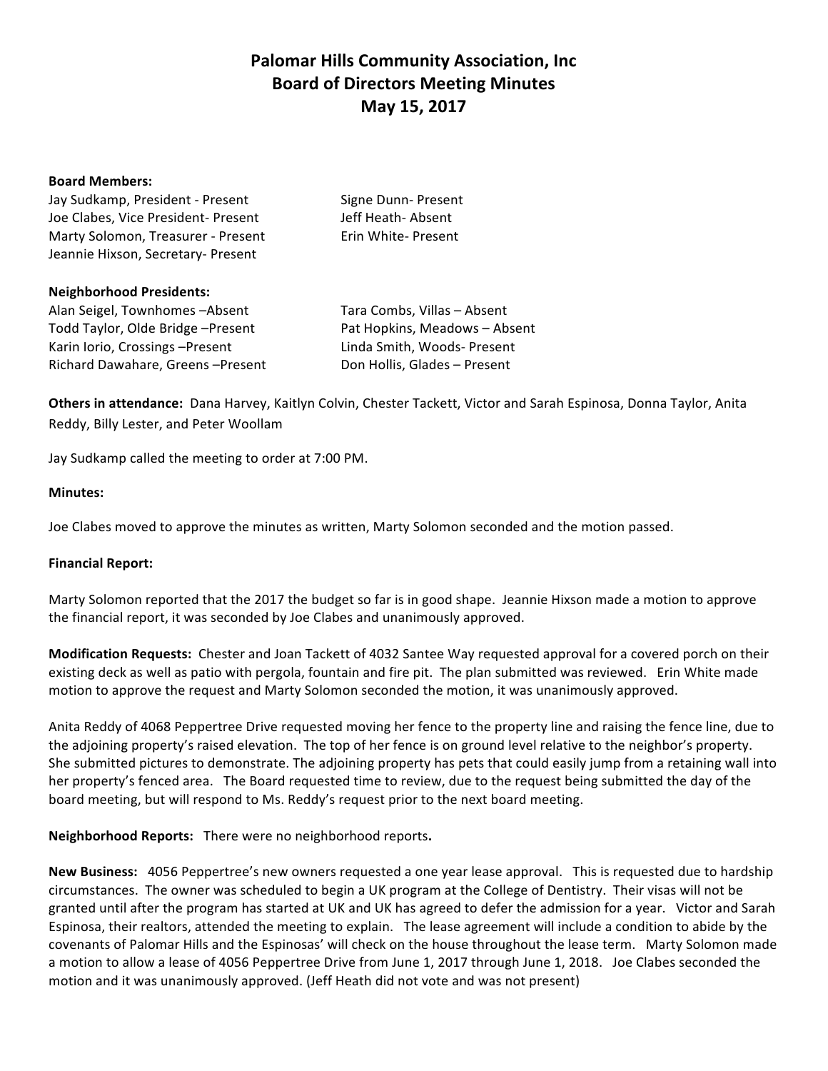# Palomar Hills Community Association, Inc
## Board of Directors Meeting Minutes
## May 15, 2017

**Board Members:**

Jay Sudkamp, President - Present
Joe Clabes, Vice President- Present
Marty Solomon, Treasurer - Present
Jeannie Hixson, Secretary- Present
Signe Dunn- Present
Jeff Heath- Absent
Erin White- Present

**Neighborhood Presidents:**

Alan Seigel, Townhomes –Absent
Todd Taylor, Olde Bridge –Present
Karin Iorio, Crossings –Present
Richard Dawahare, Greens –Present
Tara Combs, Villas – Absent
Pat Hopkins, Meadows – Absent
Linda Smith, Woods- Present
Don Hollis, Glades – Present

**Others in attendance:** Dana Harvey, Kaitlyn Colvin, Chester Tackett, Victor and Sarah Espinosa, Donna Taylor, Anita Reddy, Billy Lester, and Peter Woollam

Jay Sudkamp called the meeting to order at 7:00 PM.

**Minutes:**

Joe Clabes moved to approve the minutes as written, Marty Solomon seconded and the motion passed.

**Financial Report:**

Marty Solomon reported that the 2017 the budget so far is in good shape. Jeannie Hixson made a motion to approve the financial report, it was seconded by Joe Clabes and unanimously approved.

**Modification Requests:** Chester and Joan Tackett of 4032 Santee Way requested approval for a covered porch on their existing deck as well as patio with pergola, fountain and fire pit. The plan submitted was reviewed. Erin White made motion to approve the request and Marty Solomon seconded the motion, it was unanimously approved.

Anita Reddy of 4068 Peppertree Drive requested moving her fence to the property line and raising the fence line, due to the adjoining property's raised elevation. The top of her fence is on ground level relative to the neighbor's property. She submitted pictures to demonstrate. The adjoining property has pets that could easily jump from a retaining wall into her property's fenced area. The Board requested time to review, due to the request being submitted the day of the board meeting, but will respond to Ms. Reddy's request prior to the next board meeting.

**Neighborhood Reports:** There were no neighborhood reports**.**

**New Business:** 4056 Peppertree's new owners requested a one year lease approval. This is requested due to hardship circumstances. The owner was scheduled to begin a UK program at the College of Dentistry. Their visas will not be granted until after the program has started at UK and UK has agreed to defer the admission for a year. Victor and Sarah Espinosa, their realtors, attended the meeting to explain. The lease agreement will include a condition to abide by the covenants of Palomar Hills and the Espinosas' will check on the house throughout the lease term. Marty Solomon made a motion to allow a lease of 4056 Peppertree Drive from June 1, 2017 through June 1, 2018. Joe Clabes seconded the motion and it was unanimously approved. (Jeff Heath did not vote and was not present)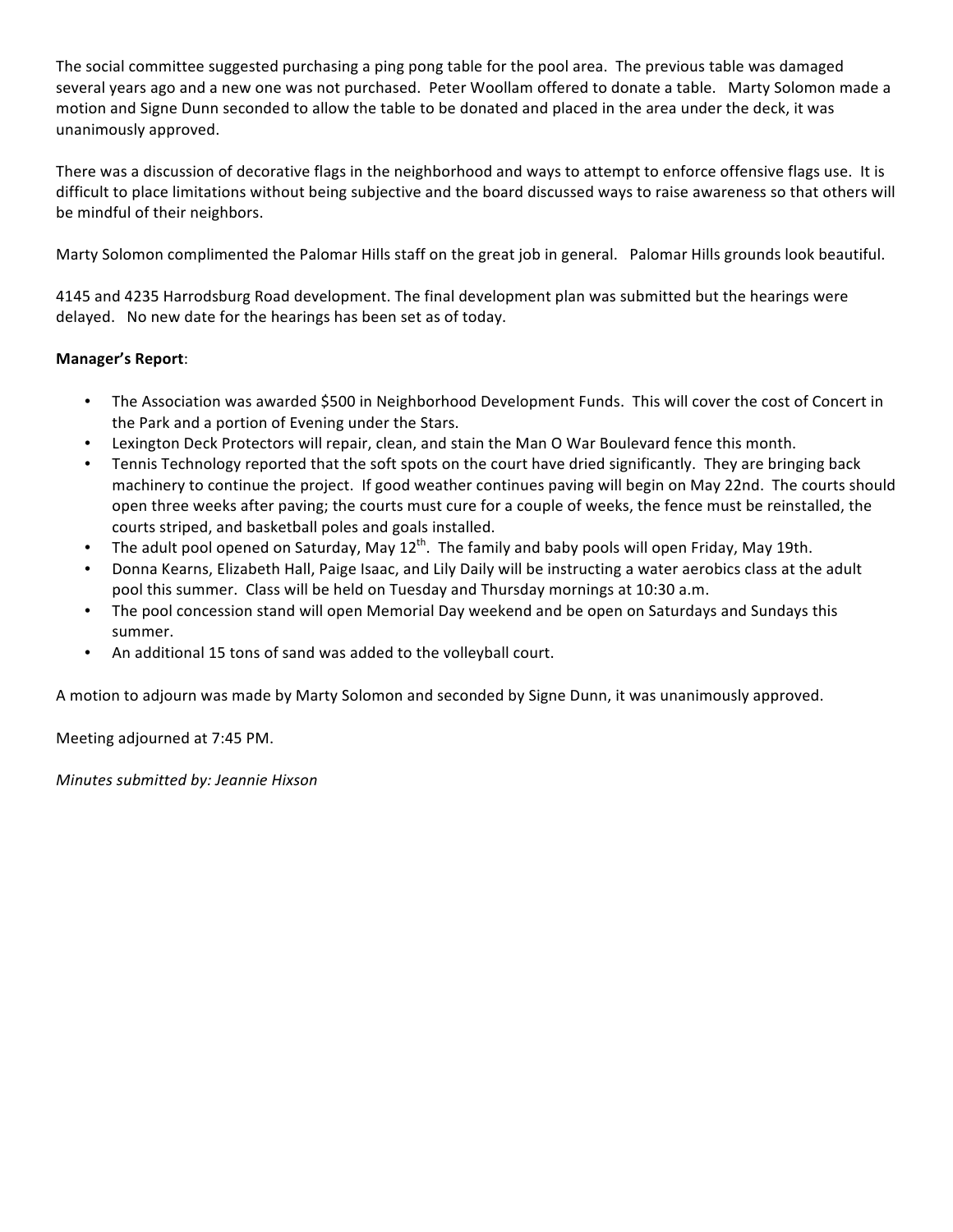The social committee suggested purchasing a ping pong table for the pool area. The previous table was damaged several years ago and a new one was not purchased. Peter Woollam offered to donate a table. Marty Solomon made a motion and Signe Dunn seconded to allow the table to be donated and placed in the area under the deck, it was unanimously approved.

There was a discussion of decorative flags in the neighborhood and ways to attempt to enforce offensive flags use. It is difficult to place limitations without being subjective and the board discussed ways to raise awareness so that others will be mindful of their neighbors.

Marty Solomon complimented the Palomar Hills staff on the great job in general. Palomar Hills grounds look beautiful.

4145 and 4235 Harrodsburg Road development. The final development plan was submitted but the hearings were delayed. No new date for the hearings has been set as of today.

**Manager's Report**:

- The Association was awarded $500 in Neighborhood Development Funds. This will cover the cost of Concert in the Park and a portion of Evening under the Stars.
- Lexington Deck Protectors will repair, clean, and stain the Man O War Boulevard fence this month.
- Tennis Technology reported that the soft spots on the court have dried significantly. They are bringing back machinery to continue the project. If good weather continues paving will begin on May 22nd. The courts should open three weeks after paving; the courts must cure for a couple of weeks, the fence must be reinstalled, the courts striped, and basketball poles and goals installed.
- The adult pool opened on Saturday, May 12th. The family and baby pools will open Friday, May 19th.
- Donna Kearns, Elizabeth Hall, Paige Isaac, and Lily Daily will be instructing a water aerobics class at the adult pool this summer. Class will be held on Tuesday and Thursday mornings at 10:30 a.m.
- The pool concession stand will open Memorial Day weekend and be open on Saturdays and Sundays this summer.
- An additional 15 tons of sand was added to the volleyball court.

A motion to adjourn was made by Marty Solomon and seconded by Signe Dunn, it was unanimously approved.

Meeting adjourned at 7:45 PM.

*Minutes submitted by: Jeannie Hixson*